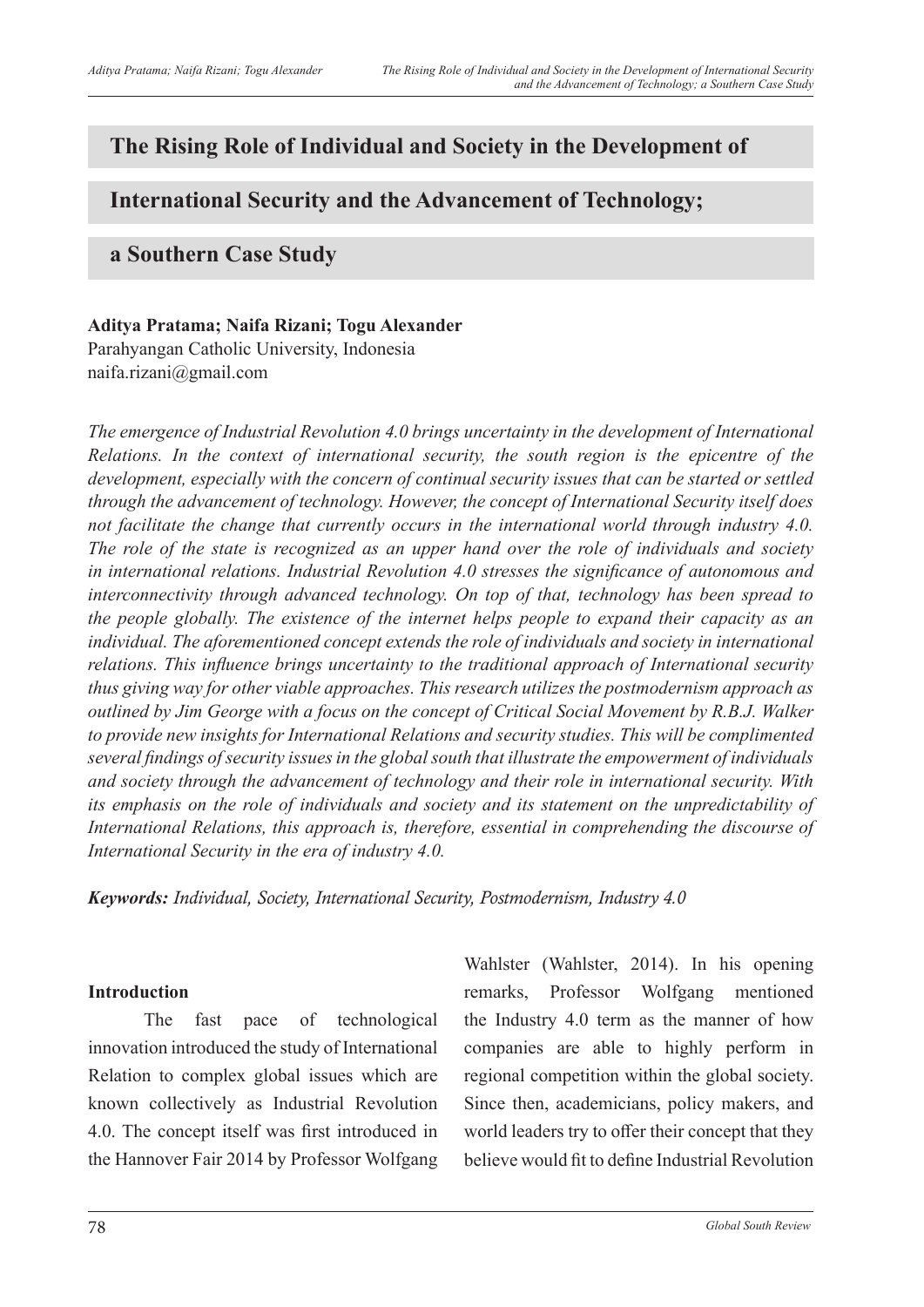# The Rising Role of Individual and Society in the Development of International Security and the Advancement of Technology; a Southern Case Study

**Aditya Pratama; Naifa Rizani; Togu Alexander**
Parahyangan Catholic University, Indonesia
naifa.rizani@gmail.com

*The emergence of Industrial Revolution 4.0 brings uncertainty in the development of International Relations. In the context of international security, the south region is the epicentre of the development, especially with the concern of continual security issues that can be started or settled through the advancement of technology. However, the concept of International Security itself does not facilitate the change that currently occurs in the international world through industry 4.0. The role of the state is recognized as an upper hand over the role of individuals and society in international relations. Industrial Revolution 4.0 stresses the significance of autonomous and interconnectivity through advanced technology. On top of that, technology has been spread to the people globally. The existence of the internet helps people to expand their capacity as an individual. The aforementioned concept extends the role of individuals and society in international relations. This influence brings uncertainty to the traditional approach of International security thus giving way for other viable approaches. This research utilizes the postmodernism approach as outlined by Jim George with a focus on the concept of Critical Social Movement by R.B.J. Walker to provide new insights for International Relations and security studies. This will be complimented several findings of security issues in the global south that illustrate the empowerment of individuals and society through the advancement of technology and their role in international security. With its emphasis on the role of individuals and society and its statement on the unpredictability of International Relations, this approach is, therefore, essential in comprehending the discourse of International Security in the era of industry 4.0.*

***Keywords:*** *Individual, Society, International Security, Postmodernism, Industry 4.0*

## Introduction

The fast pace of technological innovation introduced the study of International Relation to complex global issues which are known collectively as Industrial Revolution 4.0. The concept itself was first introduced in the Hannover Fair 2014 by Professor Wolfgang Wahlster (Wahlster, 2014). In his opening remarks, Professor Wolfgang mentioned the Industry 4.0 term as the manner of how companies are able to highly perform in regional competition within the global society. Since then, academicians, policy makers, and world leaders try to offer their concept that they believe would fit to define Industrial Revolution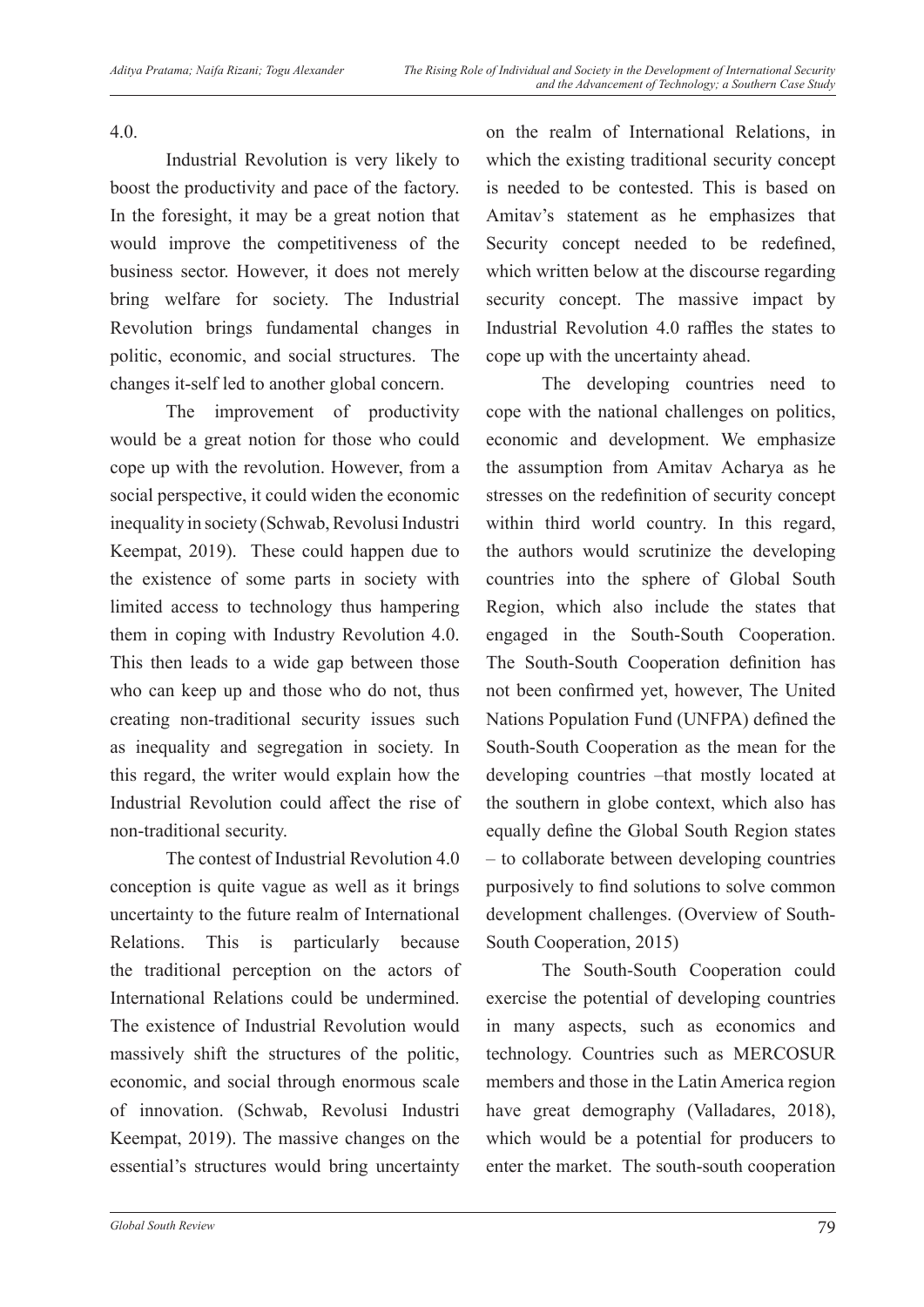4.0.

Industrial Revolution is very likely to boost the productivity and pace of the factory. In the foresight, it may be a great notion that would improve the competitiveness of the business sector. However, it does not merely bring welfare for society. The Industrial Revolution brings fundamental changes in politic, economic, and social structures. The changes it-self led to another global concern.

The improvement of productivity would be a great notion for those who could cope up with the revolution. However, from a social perspective, it could widen the economic inequality in society (Schwab, Revolusi Industri Keempat, 2019). These could happen due to the existence of some parts in society with limited access to technology thus hampering them in coping with Industry Revolution 4.0. This then leads to a wide gap between those who can keep up and those who do not, thus creating non-traditional security issues such as inequality and segregation in society. In this regard, the writer would explain how the Industrial Revolution could affect the rise of non-traditional security.

The contest of Industrial Revolution 4.0 conception is quite vague as well as it brings uncertainty to the future realm of International Relations. This is particularly because the traditional perception on the actors of International Relations could be undermined. The existence of Industrial Revolution would massively shift the structures of the politic, economic, and social through enormous scale of innovation. (Schwab, Revolusi Industri Keempat, 2019). The massive changes on the essential's structures would bring uncertainty on the realm of International Relations, in which the existing traditional security concept is needed to be contested. This is based on Amitav's statement as he emphasizes that Security concept needed to be redefined, which written below at the discourse regarding security concept. The massive impact by Industrial Revolution 4.0 raffles the states to cope up with the uncertainty ahead.

The developing countries need to cope with the national challenges on politics, economic and development. We emphasize the assumption from Amitav Acharya as he stresses on the redefinition of security concept within third world country. In this regard, the authors would scrutinize the developing countries into the sphere of Global South Region, which also include the states that engaged in the South-South Cooperation. The South-South Cooperation definition has not been confirmed yet, however, The United Nations Population Fund (UNFPA) defined the South-South Cooperation as the mean for the developing countries –that mostly located at the southern in globe context, which also has equally define the Global South Region states – to collaborate between developing countries purposively to find solutions to solve common development challenges. (Overview of South-South Cooperation, 2015)

The South-South Cooperation could exercise the potential of developing countries in many aspects, such as economics and technology. Countries such as MERCOSUR members and those in the Latin America region have great demography (Valladares, 2018), which would be a potential for producers to enter the market. The south-south cooperation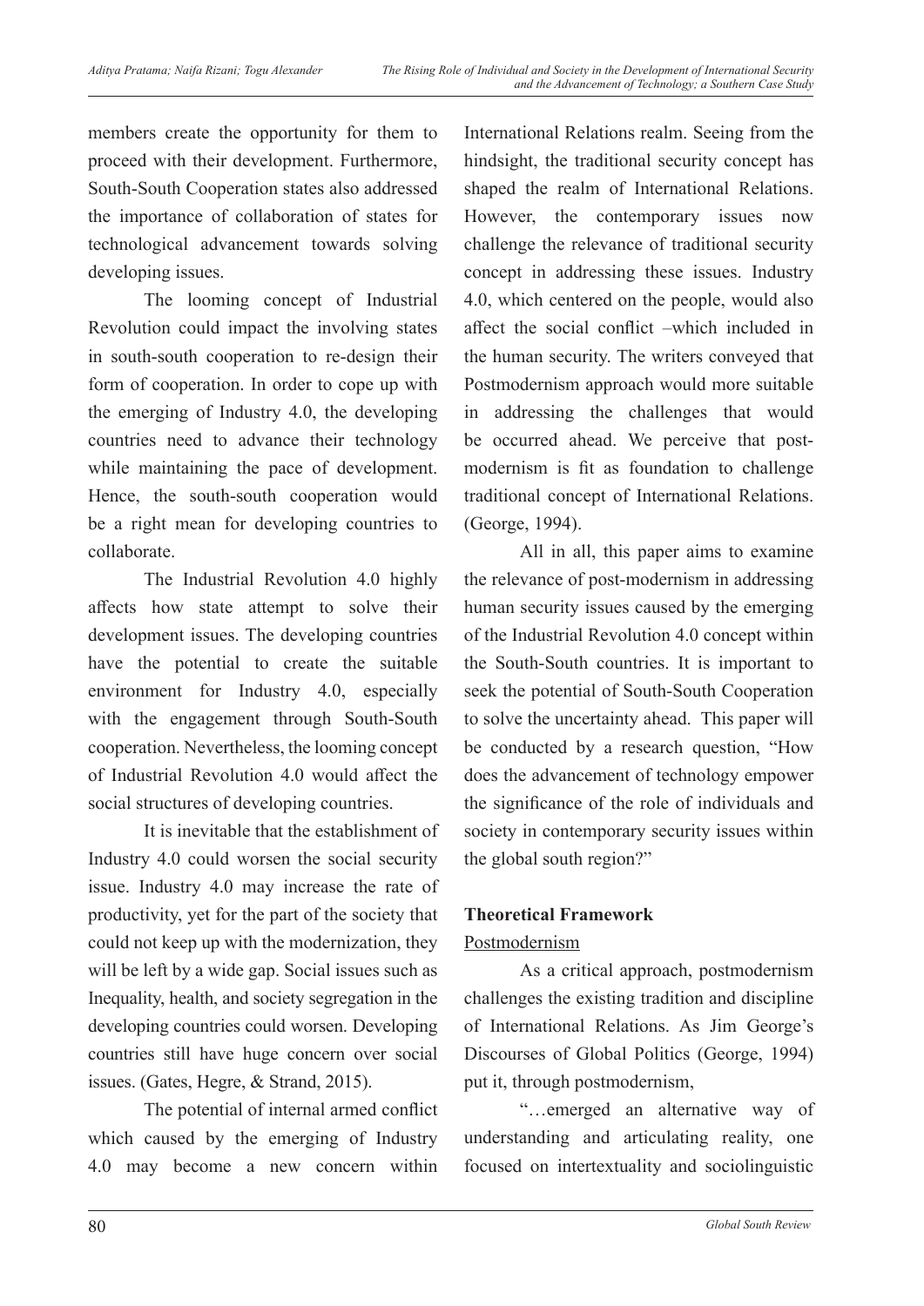members create the opportunity for them to proceed with their development. Furthermore, South-South Cooperation states also addressed the importance of collaboration of states for technological advancement towards solving developing issues.

The looming concept of Industrial Revolution could impact the involving states in south-south cooperation to re-design their form of cooperation. In order to cope up with the emerging of Industry 4.0, the developing countries need to advance their technology while maintaining the pace of development. Hence, the south-south cooperation would be a right mean for developing countries to collaborate.

The Industrial Revolution 4.0 highly affects how state attempt to solve their development issues. The developing countries have the potential to create the suitable environment for Industry 4.0, especially with the engagement through South-South cooperation. Nevertheless, the looming concept of Industrial Revolution 4.0 would affect the social structures of developing countries.

It is inevitable that the establishment of Industry 4.0 could worsen the social security issue. Industry 4.0 may increase the rate of productivity, yet for the part of the society that could not keep up with the modernization, they will be left by a wide gap. Social issues such as Inequality, health, and society segregation in the developing countries could worsen. Developing countries still have huge concern over social issues. (Gates, Hegre, & Strand, 2015).

The potential of internal armed conflict which caused by the emerging of Industry 4.0 may become a new concern within International Relations realm. Seeing from the hindsight, the traditional security concept has shaped the realm of International Relations. However, the contemporary issues now challenge the relevance of traditional security concept in addressing these issues. Industry 4.0, which centered on the people, would also affect the social conflict –which included in the human security. The writers conveyed that Postmodernism approach would more suitable in addressing the challenges that would be occurred ahead. We perceive that post-modernism is fit as foundation to challenge traditional concept of International Relations. (George, 1994).

All in all, this paper aims to examine the relevance of post-modernism in addressing human security issues caused by the emerging of the Industrial Revolution 4.0 concept within the South-South countries. It is important to seek the potential of South-South Cooperation to solve the uncertainty ahead. This paper will be conducted by a research question, "How does the advancement of technology empower the significance of the role of individuals and society in contemporary security issues within the global south region?"

## Theoretical Framework

### Postmodernism

As a critical approach, postmodernism challenges the existing tradition and discipline of International Relations. As Jim George's Discourses of Global Politics (George, 1994) put it, through postmodernism,

"…emerged an alternative way of understanding and articulating reality, one focused on intertextuality and sociolinguistic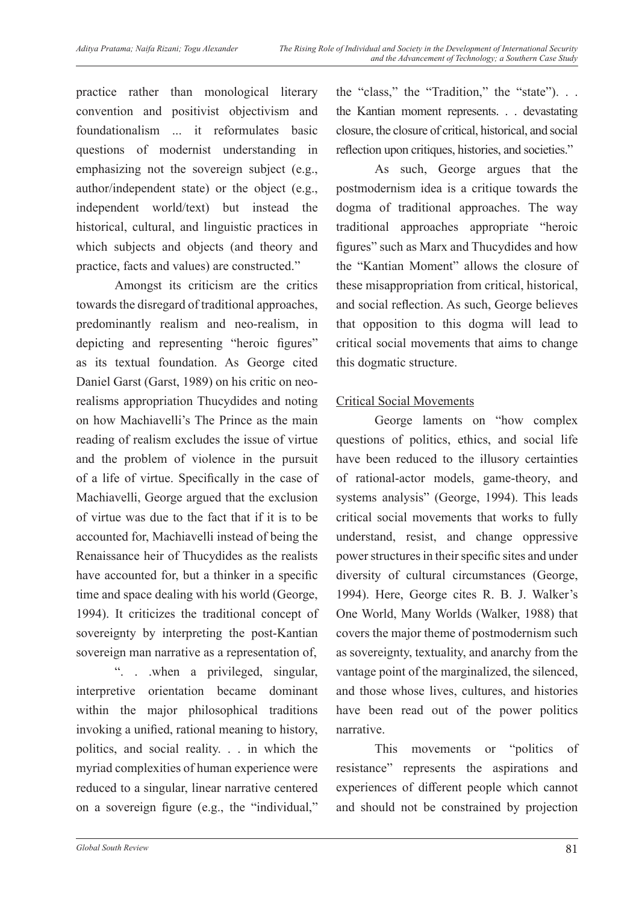practice rather than monological literary convention and positivist objectivism and foundationalism ... it reformulates basic questions of modernist understanding in emphasizing not the sovereign subject (e.g., author/independent state) or the object (e.g., independent world/text) but instead the historical, cultural, and linguistic practices in which subjects and objects (and theory and practice, facts and values) are constructed."

Amongst its criticism are the critics towards the disregard of traditional approaches, predominantly realism and neo-realism, in depicting and representing "heroic figures" as its textual foundation. As George cited Daniel Garst (Garst, 1989) on his critic on neo-realisms appropriation Thucydides and noting on how Machiavelli's The Prince as the main reading of realism excludes the issue of virtue and the problem of violence in the pursuit of a life of virtue. Specifically in the case of Machiavelli, George argued that the exclusion of virtue was due to the fact that if it is to be accounted for, Machiavelli instead of being the Renaissance heir of Thucydides as the realists have accounted for, but a thinker in a specific time and space dealing with his world (George, 1994). It criticizes the traditional concept of sovereignty by interpreting the post-Kantian sovereign man narrative as a representation of,

". . .when a privileged, singular, interpretive orientation became dominant within the major philosophical traditions invoking a unified, rational meaning to history, politics, and social reality. . . in which the myriad complexities of human experience were reduced to a singular, linear narrative centered on a sovereign figure (e.g., the "individual," the "class," the "Tradition," the "state"). . . the Kantian moment represents. . . devastating closure, the closure of critical, historical, and social reflection upon critiques, histories, and societies."

As such, George argues that the postmodernism idea is a critique towards the dogma of traditional approaches. The way traditional approaches appropriate "heroic figures" such as Marx and Thucydides and how the "Kantian Moment" allows the closure of these misappropriation from critical, historical, and social reflection. As such, George believes that opposition to this dogma will lead to critical social movements that aims to change this dogmatic structure.

## Critical Social Movements

George laments on "how complex questions of politics, ethics, and social life have been reduced to the illusory certainties of rational-actor models, game-theory, and systems analysis" (George, 1994). This leads critical social movements that works to fully understand, resist, and change oppressive power structures in their specific sites and under diversity of cultural circumstances (George, 1994). Here, George cites R. B. J. Walker's One World, Many Worlds (Walker, 1988) that covers the major theme of postmodernism such as sovereignty, textuality, and anarchy from the vantage point of the marginalized, the silenced, and those whose lives, cultures, and histories have been read out of the power politics narrative.

This movements or "politics of resistance" represents the aspirations and experiences of different people which cannot and should not be constrained by projection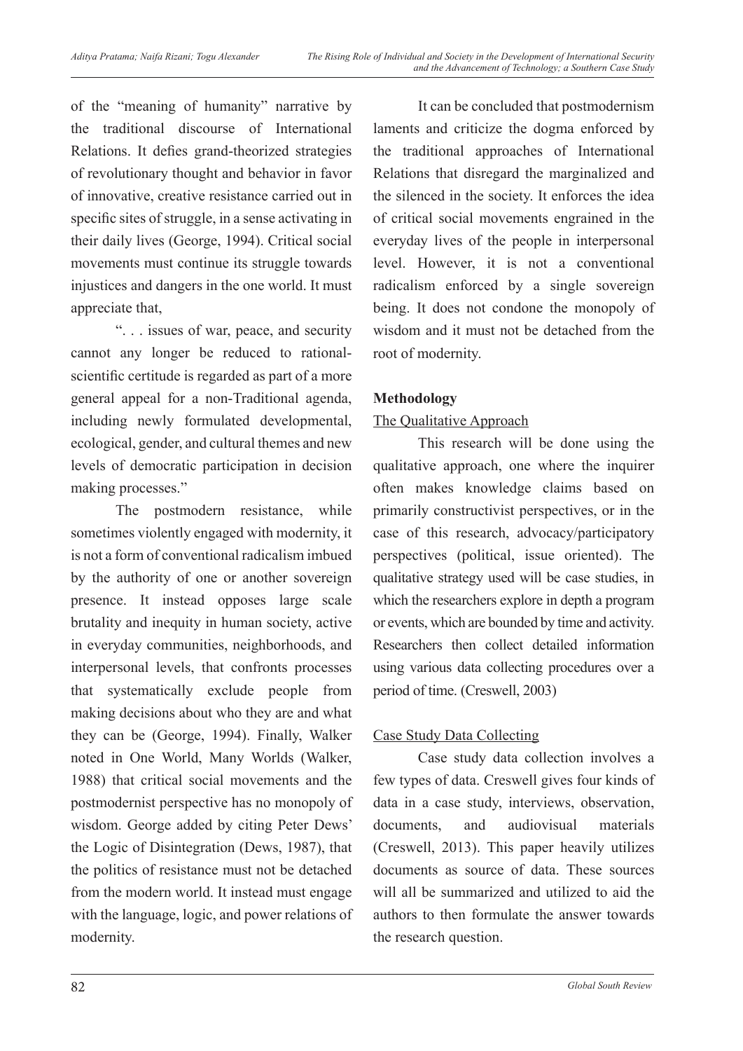of the "meaning of humanity" narrative by the traditional discourse of International Relations. It defies grand-theorized strategies of revolutionary thought and behavior in favor of innovative, creative resistance carried out in specific sites of struggle, in a sense activating in their daily lives (George, 1994). Critical social movements must continue its struggle towards injustices and dangers in the one world. It must appreciate that,

". . . issues of war, peace, and security cannot any longer be reduced to rational-scientific certitude is regarded as part of a more general appeal for a non-Traditional agenda, including newly formulated developmental, ecological, gender, and cultural themes and new levels of democratic participation in decision making processes."

The postmodern resistance, while sometimes violently engaged with modernity, it is not a form of conventional radicalism imbued by the authority of one or another sovereign presence. It instead opposes large scale brutality and inequity in human society, active in everyday communities, neighborhoods, and interpersonal levels, that confronts processes that systematically exclude people from making decisions about who they are and what they can be (George, 1994). Finally, Walker noted in One World, Many Worlds (Walker, 1988) that critical social movements and the postmodernist perspective has no monopoly of wisdom. George added by citing Peter Dews' the Logic of Disintegration (Dews, 1987), that the politics of resistance must not be detached from the modern world. It instead must engage with the language, logic, and power relations of modernity.

It can be concluded that postmodernism laments and criticize the dogma enforced by the traditional approaches of International Relations that disregard the marginalized and the silenced in the society. It enforces the idea of critical social movements engrained in the everyday lives of the people in interpersonal level. However, it is not a conventional radicalism enforced by a single sovereign being. It does not condone the monopoly of wisdom and it must not be detached from the root of modernity.

## Methodology

### The Qualitative Approach

This research will be done using the qualitative approach, one where the inquirer often makes knowledge claims based on primarily constructivist perspectives, or in the case of this research, advocacy/participatory perspectives (political, issue oriented). The qualitative strategy used will be case studies, in which the researchers explore in depth a program or events, which are bounded by time and activity. Researchers then collect detailed information using various data collecting procedures over a period of time. (Creswell, 2003)

### Case Study Data Collecting

Case study data collection involves a few types of data. Creswell gives four kinds of data in a case study, interviews, observation, documents, and audiovisual materials (Creswell, 2013). This paper heavily utilizes documents as source of data. These sources will all be summarized and utilized to aid the authors to then formulate the answer towards the research question.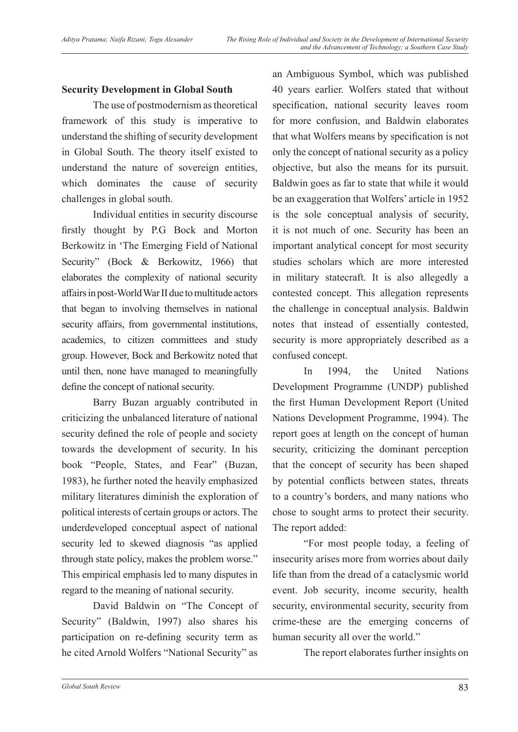**Security Development in Global South**

The use of postmodernism as theoretical framework of this study is imperative to understand the shifting of security development in Global South. The theory itself existed to understand the nature of sovereign entities, which dominates the cause of security challenges in global south.

Individual entities in security discourse firstly thought by P.G Bock and Morton Berkowitz in 'The Emerging Field of National Security" (Bock & Berkowitz, 1966) that elaborates the complexity of national security affairs in post-World War II due to multitude actors that began to involving themselves in national security affairs, from governmental institutions, academics, to citizen committees and study group. However, Bock and Berkowitz noted that until then, none have managed to meaningfully define the concept of national security.

Barry Buzan arguably contributed in criticizing the unbalanced literature of national security defined the role of people and society towards the development of security. In his book "People, States, and Fear" (Buzan, 1983), he further noted the heavily emphasized military literatures diminish the exploration of political interests of certain groups or actors. The underdeveloped conceptual aspect of national security led to skewed diagnosis "as applied through state policy, makes the problem worse." This empirical emphasis led to many disputes in regard to the meaning of national security.

David Baldwin on "The Concept of Security" (Baldwin, 1997) also shares his participation on re-defining security term as he cited Arnold Wolfers "National Security" as an Ambiguous Symbol, which was published 40 years earlier. Wolfers stated that without specification, national security leaves room for more confusion, and Baldwin elaborates that what Wolfers means by specification is not only the concept of national security as a policy objective, but also the means for its pursuit. Baldwin goes as far to state that while it would be an exaggeration that Wolfers' article in 1952 is the sole conceptual analysis of security, it is not much of one. Security has been an important analytical concept for most security studies scholars which are more interested in military statecraft. It is also allegedly a contested concept. This allegation represents the challenge in conceptual analysis. Baldwin notes that instead of essentially contested, security is more appropriately described as a confused concept.

In 1994, the United Nations Development Programme (UNDP) published the first Human Development Report (United Nations Development Programme, 1994). The report goes at length on the concept of human security, criticizing the dominant perception that the concept of security has been shaped by potential conflicts between states, threats to a country's borders, and many nations who chose to sought arms to protect their security. The report added:

"For most people today, a feeling of insecurity arises more from worries about daily life than from the dread of a cataclysmic world event. Job security, income security, health security, environmental security, security from crime-these are the emerging concerns of human security all over the world."

The report elaborates further insights on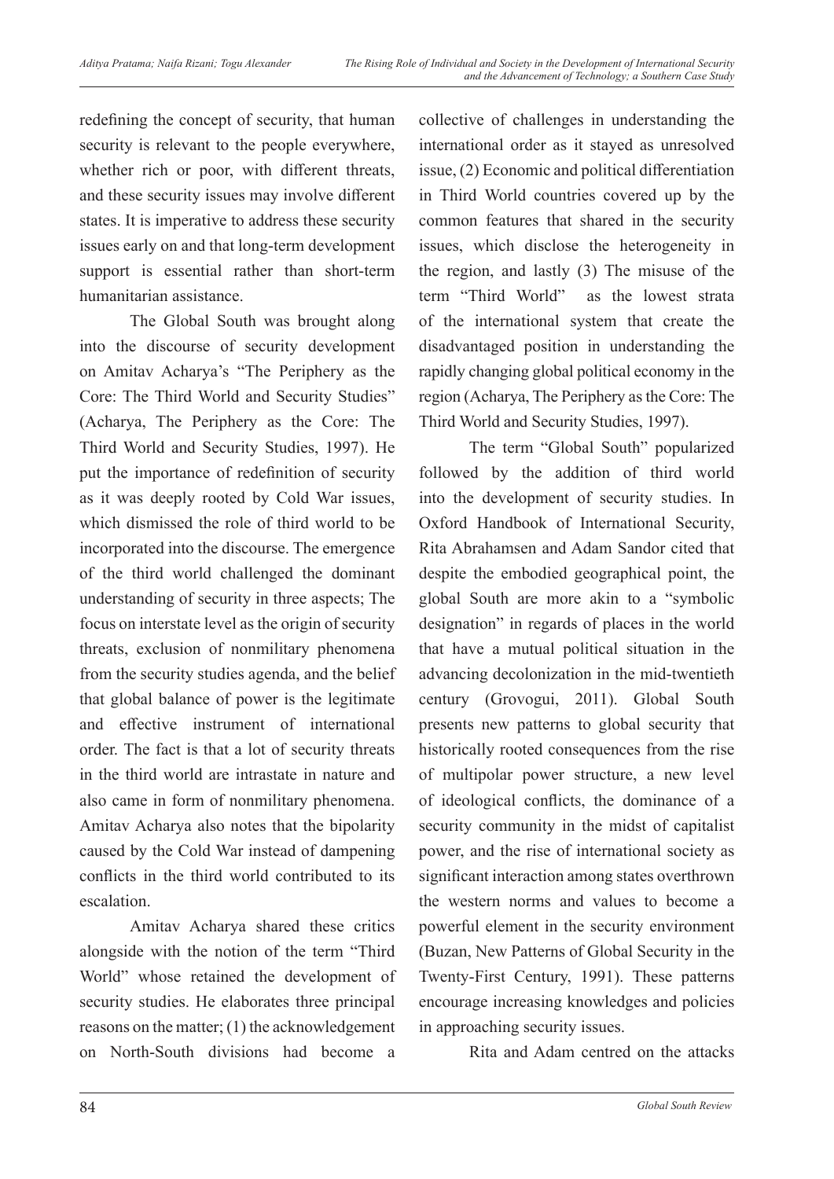redefining the concept of security, that human security is relevant to the people everywhere, whether rich or poor, with different threats, and these security issues may involve different states. It is imperative to address these security issues early on and that long-term development support is essential rather than short-term humanitarian assistance.

The Global South was brought along into the discourse of security development on Amitav Acharya's "The Periphery as the Core: The Third World and Security Studies" (Acharya, The Periphery as the Core: The Third World and Security Studies, 1997). He put the importance of redefinition of security as it was deeply rooted by Cold War issues, which dismissed the role of third world to be incorporated into the discourse. The emergence of the third world challenged the dominant understanding of security in three aspects; The focus on interstate level as the origin of security threats, exclusion of nonmilitary phenomena from the security studies agenda, and the belief that global balance of power is the legitimate and effective instrument of international order. The fact is that a lot of security threats in the third world are intrastate in nature and also came in form of nonmilitary phenomena. Amitav Acharya also notes that the bipolarity caused by the Cold War instead of dampening conflicts in the third world contributed to its escalation.

Amitav Acharya shared these critics alongside with the notion of the term "Third World" whose retained the development of security studies. He elaborates three principal reasons on the matter; (1) the acknowledgement on North-South divisions had become a collective of challenges in understanding the international order as it stayed as unresolved issue, (2) Economic and political differentiation in Third World countries covered up by the common features that shared in the security issues, which disclose the heterogeneity in the region, and lastly (3) The misuse of the term "Third World" as the lowest strata of the international system that create the disadvantaged position in understanding the rapidly changing global political economy in the region (Acharya, The Periphery as the Core: The Third World and Security Studies, 1997).

The term "Global South" popularized followed by the addition of third world into the development of security studies. In Oxford Handbook of International Security, Rita Abrahamsen and Adam Sandor cited that despite the embodied geographical point, the global South are more akin to a "symbolic designation" in regards of places in the world that have a mutual political situation in the advancing decolonization in the mid-twentieth century (Grovogui, 2011). Global South presents new patterns to global security that historically rooted consequences from the rise of multipolar power structure, a new level of ideological conflicts, the dominance of a security community in the midst of capitalist power, and the rise of international society as significant interaction among states overthrown the western norms and values to become a powerful element in the security environment (Buzan, New Patterns of Global Security in the Twenty-First Century, 1991). These patterns encourage increasing knowledges and policies in approaching security issues.

Rita and Adam centred on the attacks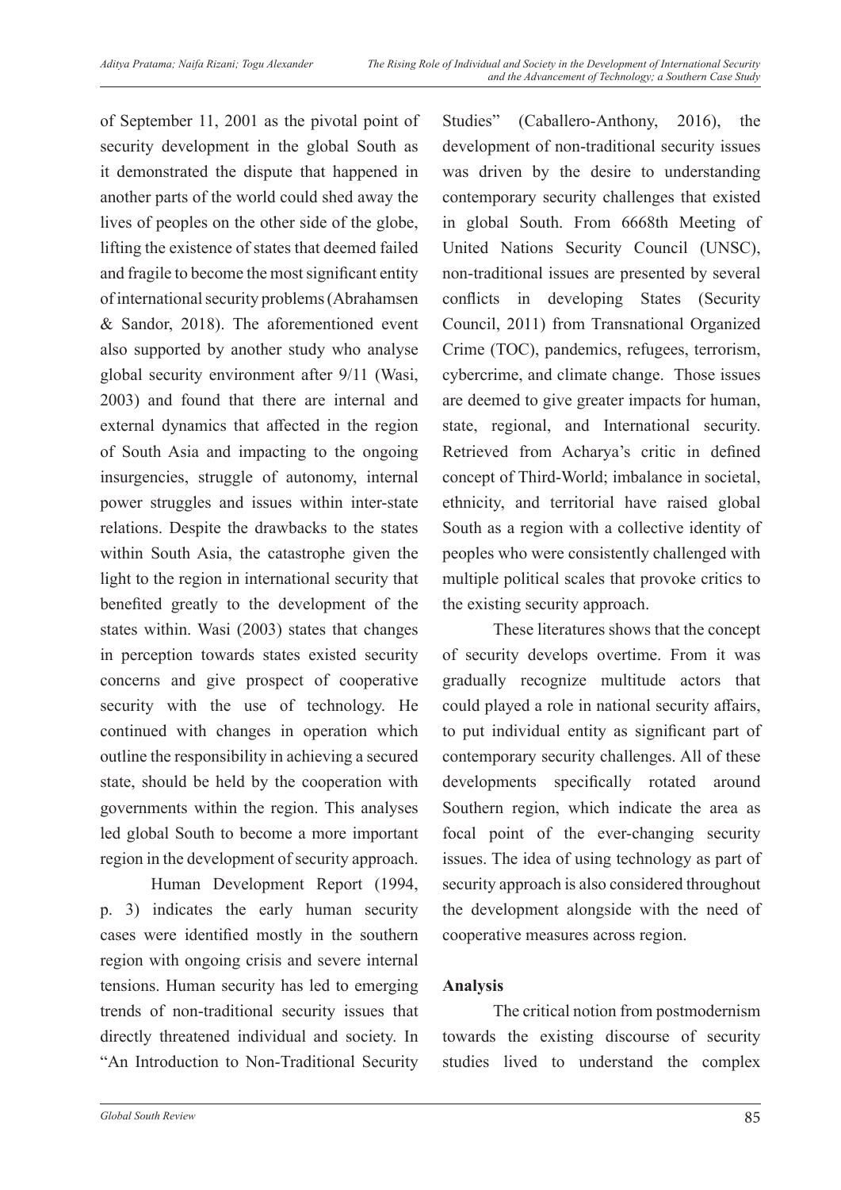of September 11, 2001 as the pivotal point of security development in the global South as it demonstrated the dispute that happened in another parts of the world could shed away the lives of peoples on the other side of the globe, lifting the existence of states that deemed failed and fragile to become the most significant entity of international security problems (Abrahamsen & Sandor, 2018). The aforementioned event also supported by another study who analyse global security environment after 9/11 (Wasi, 2003) and found that there are internal and external dynamics that affected in the region of South Asia and impacting to the ongoing insurgencies, struggle of autonomy, internal power struggles and issues within inter-state relations. Despite the drawbacks to the states within South Asia, the catastrophe given the light to the region in international security that benefited greatly to the development of the states within. Wasi (2003) states that changes in perception towards states existed security concerns and give prospect of cooperative security with the use of technology. He continued with changes in operation which outline the responsibility in achieving a secured state, should be held by the cooperation with governments within the region. This analyses led global South to become a more important region in the development of security approach.

Human Development Report (1994, p. 3) indicates the early human security cases were identified mostly in the southern region with ongoing crisis and severe internal tensions. Human security has led to emerging trends of non-traditional security issues that directly threatened individual and society. In "An Introduction to Non-Traditional Security Studies" (Caballero-Anthony, 2016), the development of non-traditional security issues was driven by the desire to understanding contemporary security challenges that existed in global South. From 6668th Meeting of United Nations Security Council (UNSC), non-traditional issues are presented by several conflicts in developing States (Security Council, 2011) from Transnational Organized Crime (TOC), pandemics, refugees, terrorism, cybercrime, and climate change. Those issues are deemed to give greater impacts for human, state, regional, and International security. Retrieved from Acharya's critic in defined concept of Third-World; imbalance in societal, ethnicity, and territorial have raised global South as a region with a collective identity of peoples who were consistently challenged with multiple political scales that provoke critics to the existing security approach.

These literatures shows that the concept of security develops overtime. From it was gradually recognize multitude actors that could played a role in national security affairs, to put individual entity as significant part of contemporary security challenges. All of these developments specifically rotated around Southern region, which indicate the area as focal point of the ever-changing security issues. The idea of using technology as part of security approach is also considered throughout the development alongside with the need of cooperative measures across region.

## Analysis

The critical notion from postmodernism towards the existing discourse of security studies lived to understand the complex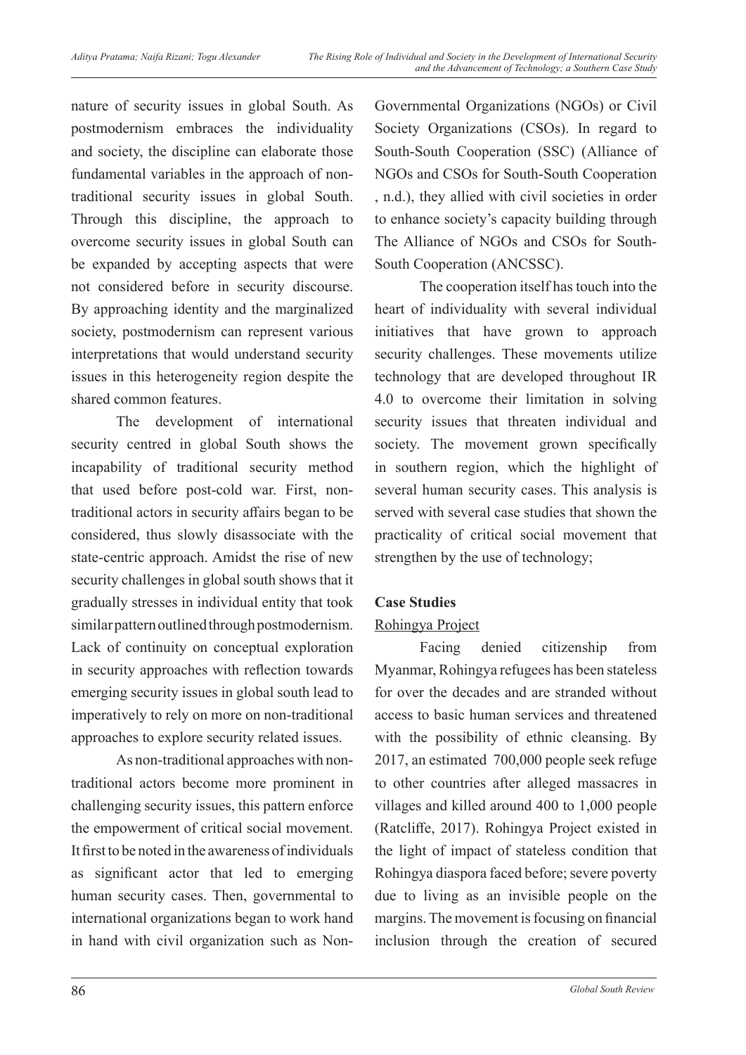nature of security issues in global South. As postmodernism embraces the individuality and society, the discipline can elaborate those fundamental variables in the approach of non-traditional security issues in global South. Through this discipline, the approach to overcome security issues in global South can be expanded by accepting aspects that were not considered before in security discourse. By approaching identity and the marginalized society, postmodernism can represent various interpretations that would understand security issues in this heterogeneity region despite the shared common features.

The development of international security centred in global South shows the incapability of traditional security method that used before post-cold war. First, non-traditional actors in security affairs began to be considered, thus slowly disassociate with the state-centric approach. Amidst the rise of new security challenges in global south shows that it gradually stresses in individual entity that took similar pattern outlined through postmodernism. Lack of continuity on conceptual exploration in security approaches with reflection towards emerging security issues in global south lead to imperatively to rely on more on non-traditional approaches to explore security related issues.

As non-traditional approaches with non-traditional actors become more prominent in challenging security issues, this pattern enforce the empowerment of critical social movement. It first to be noted in the awareness of individuals as significant actor that led to emerging human security cases. Then, governmental to international organizations began to work hand in hand with civil organization such as Non-Governmental Organizations (NGOs) or Civil Society Organizations (CSOs). In regard to South-South Cooperation (SSC) (Alliance of NGOs and CSOs for South-South Cooperation , n.d.), they allied with civil societies in order to enhance society's capacity building through The Alliance of NGOs and CSOs for South-South Cooperation (ANCSSC).

The cooperation itself has touch into the heart of individuality with several individual initiatives that have grown to approach security challenges. These movements utilize technology that are developed throughout IR 4.0 to overcome their limitation in solving security issues that threaten individual and society. The movement grown specifically in southern region, which the highlight of several human security cases. This analysis is served with several case studies that shown the practicality of critical social movement that strengthen by the use of technology;

**Case Studies**

Rohingya Project

Facing denied citizenship from Myanmar, Rohingya refugees has been stateless for over the decades and are stranded without access to basic human services and threatened with the possibility of ethnic cleansing. By 2017, an estimated 700,000 people seek refuge to other countries after alleged massacres in villages and killed around 400 to 1,000 people (Ratcliffe, 2017). Rohingya Project existed in the light of impact of stateless condition that Rohingya diaspora faced before; severe poverty due to living as an invisible people on the margins. The movement is focusing on financial inclusion through the creation of secured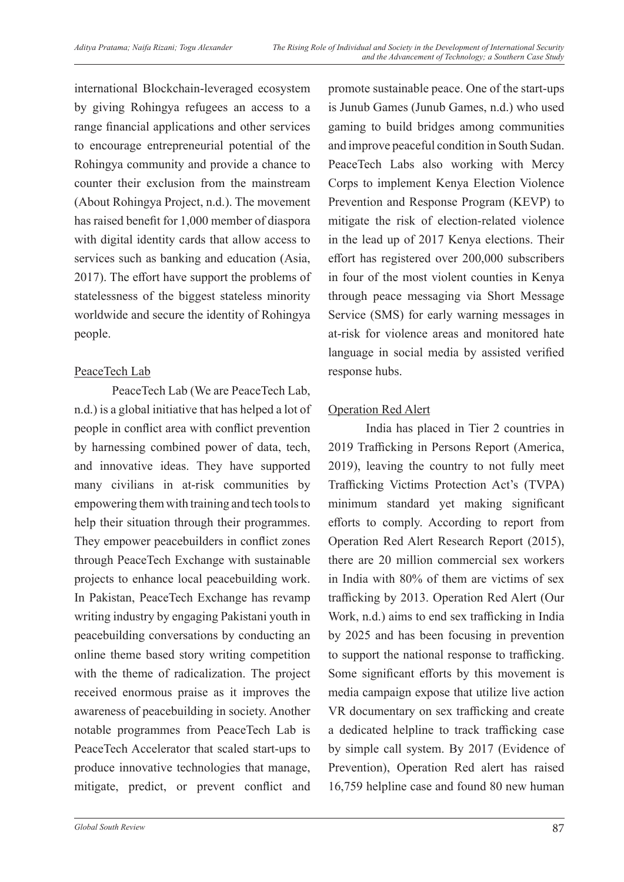international Blockchain-leveraged ecosystem by giving Rohingya refugees an access to a range financial applications and other services to encourage entrepreneurial potential of the Rohingya community and provide a chance to counter their exclusion from the mainstream (About Rohingya Project, n.d.). The movement has raised benefit for 1,000 member of diaspora with digital identity cards that allow access to services such as banking and education (Asia, 2017). The effort have support the problems of statelessness of the biggest stateless minority worldwide and secure the identity of Rohingya people.

<u>PeaceTech Lab</u>

PeaceTech Lab (We are PeaceTech Lab, n.d.) is a global initiative that has helped a lot of people in conflict area with conflict prevention by harnessing combined power of data, tech, and innovative ideas. They have supported many civilians in at-risk communities by empowering them with training and tech tools to help their situation through their programmes. They empower peacebuilders in conflict zones through PeaceTech Exchange with sustainable projects to enhance local peacebuilding work. In Pakistan, PeaceTech Exchange has revamp writing industry by engaging Pakistani youth in peacebuilding conversations by conducting an online theme based story writing competition with the theme of radicalization. The project received enormous praise as it improves the awareness of peacebuilding in society. Another notable programmes from PeaceTech Lab is PeaceTech Accelerator that scaled start-ups to produce innovative technologies that manage, mitigate, predict, or prevent conflict and promote sustainable peace. One of the start-ups is Junub Games (Junub Games, n.d.) who used gaming to build bridges among communities and improve peaceful condition in South Sudan. PeaceTech Labs also working with Mercy Corps to implement Kenya Election Violence Prevention and Response Program (KEVP) to mitigate the risk of election-related violence in the lead up of 2017 Kenya elections. Their effort has registered over 200,000 subscribers in four of the most violent counties in Kenya through peace messaging via Short Message Service (SMS) for early warning messages in at-risk for violence areas and monitored hate language in social media by assisted verified response hubs.

<u>Operation Red Alert</u>

India has placed in Tier 2 countries in 2019 Trafficking in Persons Report (America, 2019), leaving the country to not fully meet Trafficking Victims Protection Act's (TVPA) minimum standard yet making significant efforts to comply. According to report from Operation Red Alert Research Report (2015), there are 20 million commercial sex workers in India with 80% of them are victims of sex trafficking by 2013. Operation Red Alert (Our Work, n.d.) aims to end sex trafficking in India by 2025 and has been focusing in prevention to support the national response to trafficking. Some significant efforts by this movement is media campaign expose that utilize live action VR documentary on sex trafficking and create a dedicated helpline to track trafficking case by simple call system. By 2017 (Evidence of Prevention), Operation Red alert has raised 16,759 helpline case and found 80 new human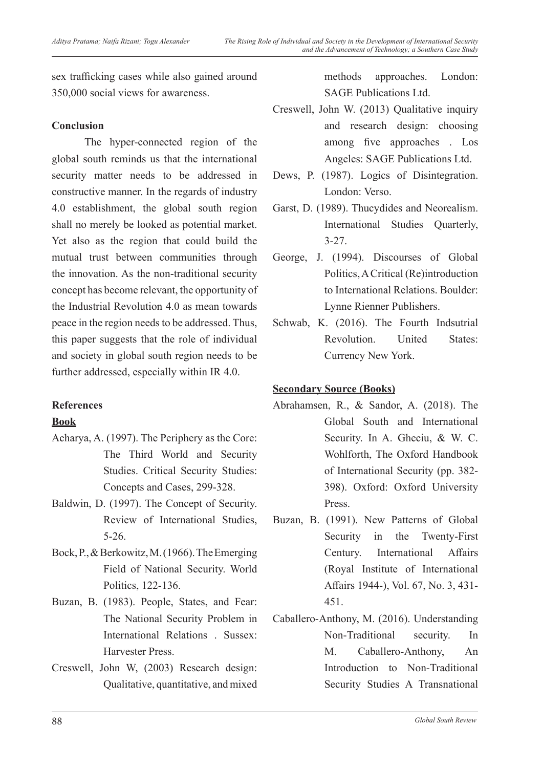sex trafficking cases while also gained around 350,000 social views for awareness.

## Conclusion

The hyper-connected region of the global south reminds us that the international security matter needs to be addressed in constructive manner. In the regards of industry 4.0 establishment, the global south region shall no merely be looked as potential market. Yet also as the region that could build the mutual trust between communities through the innovation. As the non-traditional security concept has become relevant, the opportunity of the Industrial Revolution 4.0 as mean towards peace in the region needs to be addressed. Thus, this paper suggests that the role of individual and society in global south region needs to be further addressed, especially within IR 4.0.

## References

**Book**

Acharya, A. (1997). The Periphery as the Core: The Third World and Security Studies. Critical Security Studies: Concepts and Cases, 299-328.

Baldwin, D. (1997). The Concept of Security. Review of International Studies, 5-26.

Bock, P., & Berkowitz, M. (1966). The Emerging Field of National Security. World Politics, 122-136.

Buzan, B. (1983). People, States, and Fear: The National Security Problem in International Relations . Sussex: Harvester Press.

Creswell, John W, (2003) Research design: Qualitative, quantitative, and mixed methods approaches. London: SAGE Publications Ltd.

Creswell, John W. (2013) Qualitative inquiry and research design: choosing among five approaches . Los Angeles: SAGE Publications Ltd.

Dews, P. (1987). Logics of Disintegration. London: Verso.

Garst, D. (1989). Thucydides and Neorealism. International Studies Quarterly, 3-27.

George, J. (1994). Discourses of Global Politics, A Critical (Re)introduction to International Relations. Boulder: Lynne Rienner Publishers.

Schwab, K. (2016). The Fourth Indsutrial Revolution. United States: Currency New York.

**Secondary Source (Books)**

Abrahamsen, R., & Sandor, A. (2018). The Global South and International Security. In A. Gheciu, & W. C. Wohlforth, The Oxford Handbook of International Security (pp. 382-398). Oxford: Oxford University Press.

Buzan, B. (1991). New Patterns of Global Security in the Twenty-First Century. International Affairs (Royal Institute of International Affairs 1944-), Vol. 67, No. 3, 431-451.

Caballero-Anthony, M. (2016). Understanding Non-Traditional security. In M. Caballero-Anthony, An Introduction to Non-Traditional Security Studies A Transnational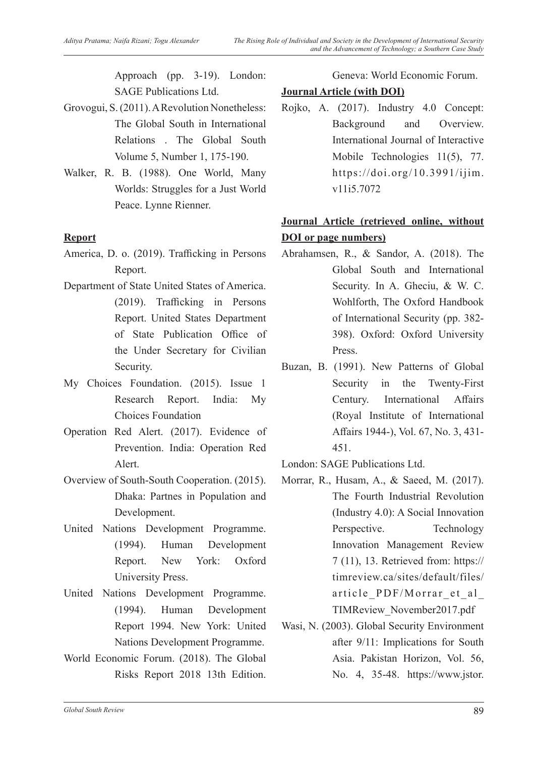Approach (pp. 3-19). London: SAGE Publications Ltd.

Grovogui, S. (2011). A Revolution Nonetheless: The Global South in International Relations . The Global South Volume 5, Number 1, 175-190.

Walker, R. B. (1988). One World, Many Worlds: Struggles for a Just World Peace. Lynne Rienner.

**Report**

America, D. o. (2019). Trafficking in Persons Report.

Department of State United States of America. (2019). Trafficking in Persons Report. United States Department of State Publication Office of the Under Secretary for Civilian Security.

My Choices Foundation. (2015). Issue 1 Research Report. India: My Choices Foundation

Operation Red Alert. (2017). Evidence of Prevention. India: Operation Red Alert.

Overview of South-South Cooperation. (2015). Dhaka: Partnes in Population and Development.

United Nations Development Programme. (1994). Human Development Report. New York: Oxford University Press.

United Nations Development Programme. (1994). Human Development Report 1994. New York: United Nations Development Programme.

World Economic Forum. (2018). The Global Risks Report 2018 13th Edition. Geneva: World Economic Forum.

**Journal Article (with DOI)**

Rojko, A. (2017). Industry 4.0 Concept: Background and Overview. International Journal of Interactive Mobile Technologies 11(5), 77. https://doi.org/10.3991/ijim.v11i5.7072

**Journal Article (retrieved online, without DOI or page numbers)**

Abrahamsen, R., & Sandor, A. (2018). The Global South and International Security. In A. Gheciu, & W. C. Wohlforth, The Oxford Handbook of International Security (pp. 382-398). Oxford: Oxford University Press.

Buzan, B. (1991). New Patterns of Global Security in the Twenty-First Century. International Affairs (Royal Institute of International Affairs 1944-), Vol. 67, No. 3, 431-451.

London: SAGE Publications Ltd.

Morrar, R., Husam, A., & Saeed, M. (2017). The Fourth Industrial Revolution (Industry 4.0): A Social Innovation Perspective. Technology Innovation Management Review 7 (11), 13. Retrieved from: https://timreview.ca/sites/default/files/article_PDF/Morrar_et_al_TIMReview_November2017.pdf

Wasi, N. (2003). Global Security Environment after 9/11: Implications for South Asia. Pakistan Horizon, Vol. 56, No. 4, 35-48. https://www.jstor.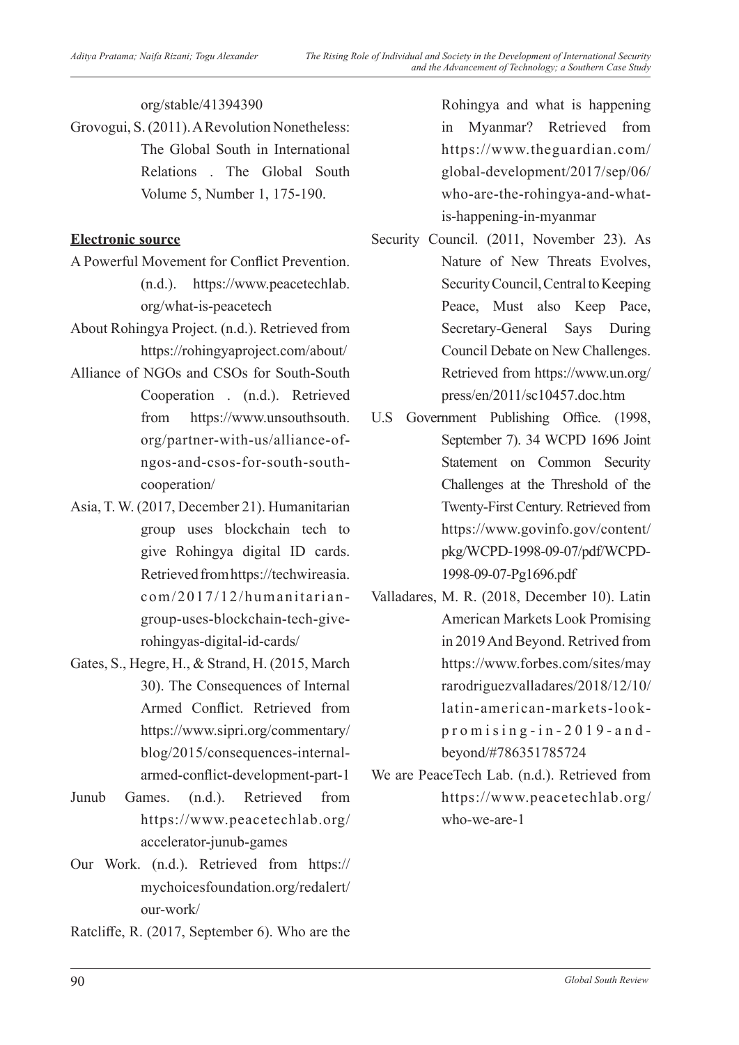org/stable/41394390

Grovogui, S. (2011). A Revolution Nonetheless: The Global South in International Relations . The Global South Volume 5, Number 1, 175-190.

**Electronic source**

A Powerful Movement for Conflict Prevention. (n.d.). https://www.peacetechlab.org/what-is-peacetech

About Rohingya Project. (n.d.). Retrieved from https://rohingyaproject.com/about/

Alliance of NGOs and CSOs for South-South Cooperation . (n.d.). Retrieved from https://www.unsouthsouth.org/partner-with-us/alliance-of-ngos-and-csos-for-south-south-cooperation/

Asia, T. W. (2017, December 21). Humanitarian group uses blockchain tech to give Rohingya digital ID cards. Retrieved from https://techwireasia.com/2017/12/humanitarian-group-uses-blockchain-tech-give-rohingyas-digital-id-cards/

Gates, S., Hegre, H., & Strand, H. (2015, March 30). The Consequences of Internal Armed Conflict. Retrieved from https://www.sipri.org/commentary/blog/2015/consequences-internal-armed-conflict-development-part-1

Junub Games. (n.d.). Retrieved from https://www.peacetechlab.org/accelerator-junub-games

Our Work. (n.d.). Retrieved from https://mychoicesfoundation.org/redalert/our-work/

Ratcliffe, R. (2017, September 6). Who are the Rohingya and what is happening in Myanmar? Retrieved from https://www.theguardian.com/global-development/2017/sep/06/who-are-the-rohingya-and-what-is-happening-in-myanmar

Security Council. (2011, November 23). As Nature of New Threats Evolves, Security Council, Central to Keeping Peace, Must also Keep Pace, Secretary-General Says During Council Debate on New Challenges. Retrieved from https://www.un.org/press/en/2011/sc10457.doc.htm

U.S Government Publishing Office. (1998, September 7). 34 WCPD 1696 Joint Statement on Common Security Challenges at the Threshold of the Twenty-First Century. Retrieved from https://www.govinfo.gov/content/pkg/WCPD-1998-09-07/pdf/WCPD-1998-09-07-Pg1696.pdf

Valladares, M. R. (2018, December 10). Latin American Markets Look Promising in 2019 And Beyond. Retrived from https://www.forbes.com/sites/mayrarodriguezvalladares/2018/12/10/latin-american-markets-look-promising-in-2019-and-beyond/#786351785724

We are PeaceTech Lab. (n.d.). Retrieved from https://www.peacetechlab.org/who-we-are-1